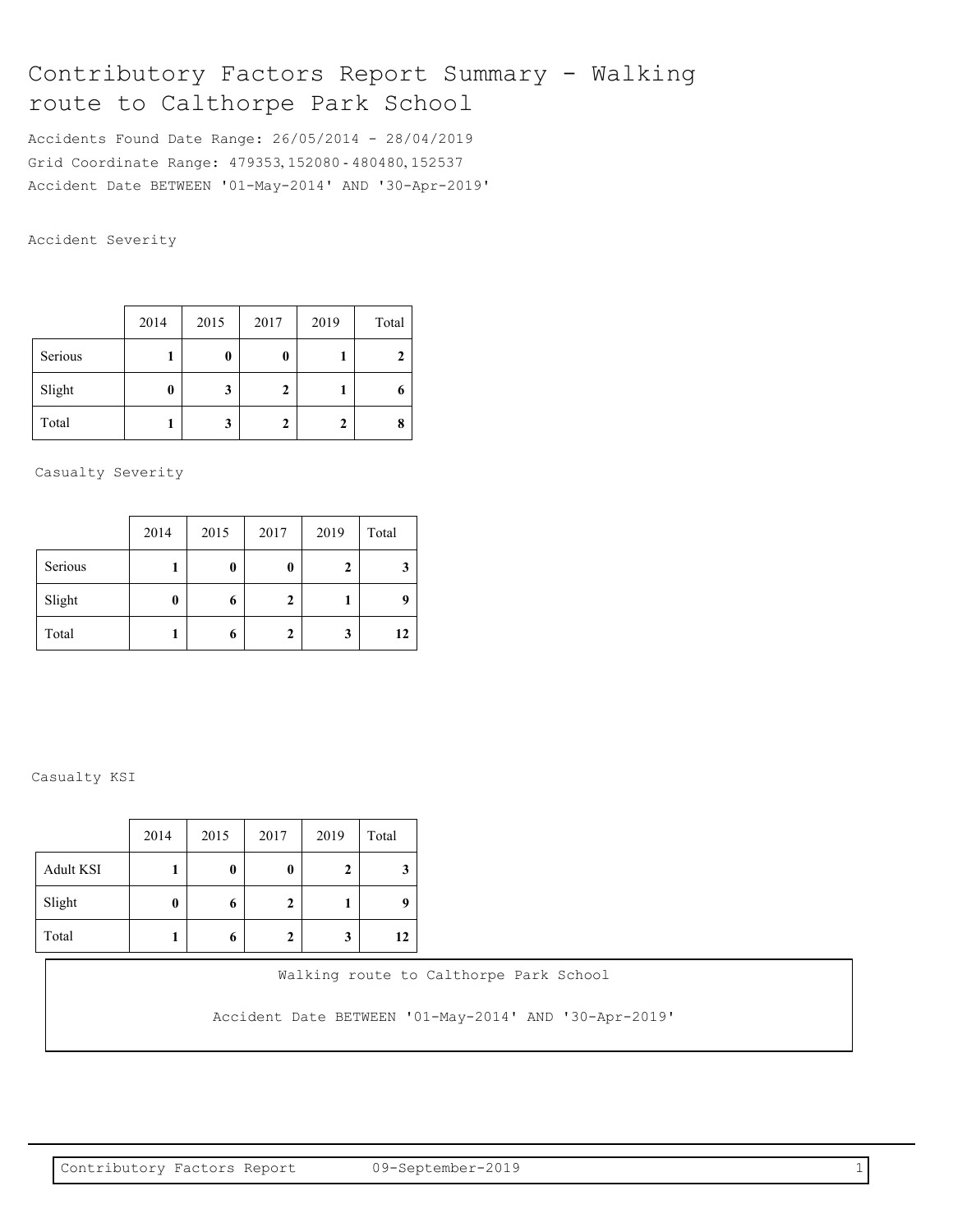# Contributory Factors Report Summary - Walking route to Calthorpe Park School

Accidents Found Date Range: 26/05/2014 - 28/04/2019

Grid Coordinate Range: 479353,152080 - 480480,152537

Accident Date BETWEEN '01-May-2014' AND '30-Apr-2019'

Accident Severity

| | 2014 | 2015 | 2017 | 2019 | Total |
|---|---|---|---|---|---|
| Serious | **1** | **0** | **0** | **1** | **2** |
| Slight | **0** | **3** | **2** | **1** | **6** |
| Total | **1** | **3** | **2** | **2** | **8** |

Casualty Severity

| | 2014 | 2015 | 2017 | 2019 | Total |
|---|---|---|---|---|---|
| Serious | **1** | **0** | **0** | **2** | **3** |
| Slight | **0** | **6** | **2** | **1** | **9** |
| Total | **1** | **6** | **2** | **3** | **12** |

Casualty KSI

| | 2014 | 2015 | 2017 | 2019 | Total |
|---|---|---|---|---|---|
| Adult KSI | **1** | **0** | **0** | **2** | **3** |
| Slight | **0** | **6** | **2** | **1** | **9** |
| Total | **1** | **6** | **2** | **3** | **12** |

Walking route to Calthorpe Park School

Accident Date BETWEEN '01-May-2014' AND '30-Apr-2019'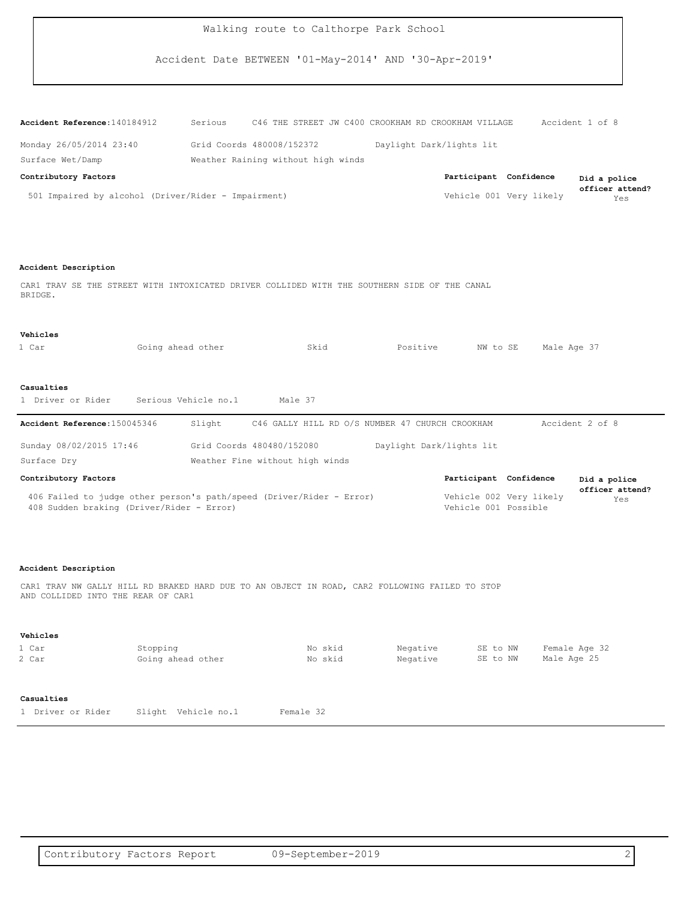# Walking route to Calthorpe Park School

Accident Date BETWEEN '01-May-2014' AND '30-Apr-2019'

---

**Accident Reference:** 140184912 | Serious | C46 THE STREET JW C400 CROOKHAM RD CROOKHAM VILLAGE | Accident 1 of 8

Monday 26/05/2014 23:40 | Grid Coords 480008/152372 | Daylight Dark/lights lit

Surface Wet/Damp | Weather Raining without high winds

| Contributory Factors | Participant | Confidence | Did a police officer attend? |
|---|---|---|---|
| 501 Impaired by alcohol (Driver/Rider - Impairment) | Vehicle 001 | Very likely | Yes |

**Accident Description**

CAR1 TRAV SE THE STREET WITH INTOXICATED DRIVER COLLIDED WITH THE SOUTHERN SIDE OF THE CANAL BRIDGE.

**Vehicles**

| | | | | | |
|---|---|---|---|---|---|
| 1 Car | Going ahead other | Skid | Positive | NW to SE | Male Age 37 |

**Casualties**

| | | | |
|---|---|---|---|
| 1 Driver or Rider | Serious | Vehicle no.1 | Male 37 |

---

**Accident Reference:** 150045346 | Slight | C46 GALLY HILL RD O/S NUMBER 47 CHURCH CROOKHAM | Accident 2 of 8

Sunday 08/02/2015 17:46 | Grid Coords 480480/152080 | Daylight Dark/lights lit

Surface Dry | Weather Fine without high winds

| Contributory Factors | Participant | Confidence | Did a police officer attend? |
|---|---|---|---|
| 406 Failed to judge other person's path/speed (Driver/Rider - Error) | Vehicle 002 | Very likely | Yes |
| 408 Sudden braking (Driver/Rider - Error) | Vehicle 001 | Possible | |

**Accident Description**

CAR1 TRAV NW GALLY HILL RD BRAKED HARD DUE TO AN OBJECT IN ROAD, CAR2 FOLLOWING FAILED TO STOP AND COLLIDED INTO THE REAR OF CAR1

**Vehicles**

| | | | | | |
|---|---|---|---|---|---|
| 1 Car | Stopping | No skid | Negative | SE to NW | Female Age 32 |
| 2 Car | Going ahead other | No skid | Negative | SE to NW | Male Age 25 |

**Casualties**

| | | | |
|---|---|---|---|
| 1 Driver or Rider | Slight | Vehicle no.1 | Female 32 |

Contributory Factors Report 09-September-2019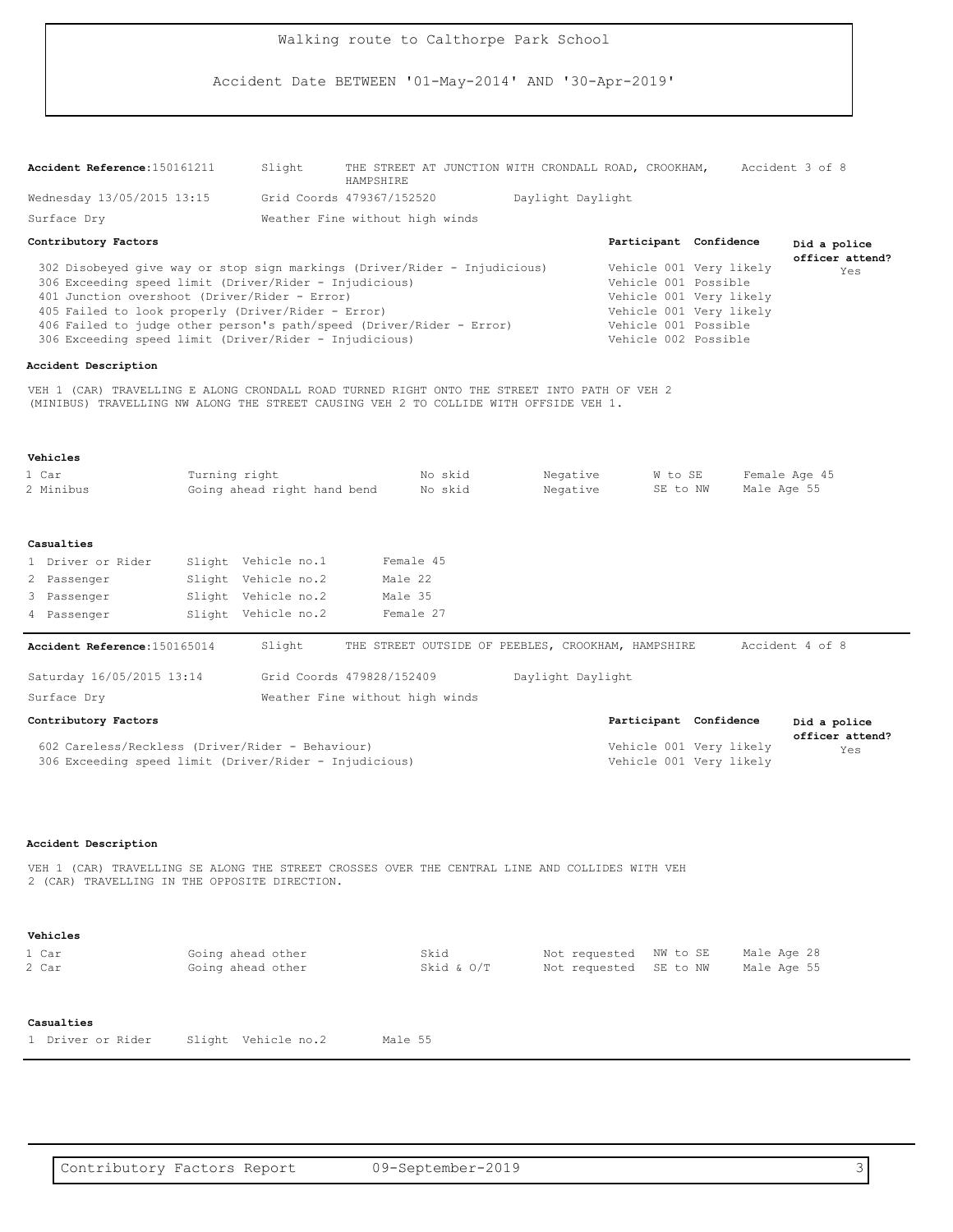Walking route to Calthorpe Park School

Accident Date BETWEEN '01-May-2014' AND '30-Apr-2019'

**Accident Reference:**150161211 &nbsp; Slight &nbsp; THE STREET AT JUNCTION WITH CRONDALL ROAD, CROOKHAM, HAMPSHIRE &nbsp; Accident 3 of 8

Wednesday 13/05/2015 13:15 &nbsp; Grid Coords 479367/152520 &nbsp; Daylight Daylight

Surface Dry &nbsp; Weather Fine without high winds

| Contributory Factors | Participant | Confidence | Did a police officer attend? |
|---|---|---|---|
| 302 Disobeyed give way or stop sign markings (Driver/Rider - Injudicious) | Vehicle 001 | Very likely | Yes |
| 306 Exceeding speed limit (Driver/Rider - Injudicious) | Vehicle 001 | Possible | |
| 401 Junction overshoot (Driver/Rider - Error) | Vehicle 001 | Very likely | |
| 405 Failed to look properly (Driver/Rider - Error) | Vehicle 001 | Very likely | |
| 406 Failed to judge other person's path/speed (Driver/Rider - Error) | Vehicle 001 | Possible | |
| 306 Exceeding speed limit (Driver/Rider - Injudicious) | Vehicle 002 | Possible | |

**Accident Description**

VEH 1 (CAR) TRAVELLING E ALONG CRONDALL ROAD TURNED RIGHT ONTO THE STREET INTO PATH OF VEH 2 (MINIBUS) TRAVELLING NW ALONG THE STREET CAUSING VEH 2 TO COLLIDE WITH OFFSIDE VEH 1.

**Vehicles**

| | | | | | |
|---|---|---|---|---|---|
| 1 Car | Turning right | No skid | Negative | W to SE | Female Age 45 |
| 2 Minibus | Going ahead right hand bend | No skid | Negative | SE to NW | Male Age 55 |

**Casualties**

| | | | |
|---|---|---|---|
| 1 Driver or Rider | Slight | Vehicle no.1 | Female 45 |
| 2 Passenger | Slight | Vehicle no.2 | Male 22 |
| 3 Passenger | Slight | Vehicle no.2 | Male 35 |
| 4 Passenger | Slight | Vehicle no.2 | Female 27 |

---

**Accident Reference:**150165014 &nbsp; Slight &nbsp; THE STREET OUTSIDE OF PEEBLES, CROOKHAM, HAMPSHIRE &nbsp; Accident 4 of 8

Saturday 16/05/2015 13:14 &nbsp; Grid Coords 479828/152409 &nbsp; Daylight Daylight

Surface Dry &nbsp; Weather Fine without high winds

| Contributory Factors | Participant | Confidence | Did a police officer attend? |
|---|---|---|---|
| 602 Careless/Reckless (Driver/Rider - Behaviour) | Vehicle 001 | Very likely | Yes |
| 306 Exceeding speed limit (Driver/Rider - Injudicious) | Vehicle 001 | Very likely | |

**Accident Description**

VEH 1 (CAR) TRAVELLING SE ALONG THE STREET CROSSES OVER THE CENTRAL LINE AND COLLIDES WITH VEH 2 (CAR) TRAVELLING IN THE OPPOSITE DIRECTION.

**Vehicles**

| | | | | | |
|---|---|---|---|---|---|
| 1 Car | Going ahead other | Skid | Not requested | NW to SE | Male Age 28 |
| 2 Car | Going ahead other | Skid & O/T | Not requested | SE to NW | Male Age 55 |

**Casualties**

| | | | |
|---|---|---|---|
| 1 Driver or Rider | Slight | Vehicle no.2 | Male 55 |

Contributory Factors Report &nbsp; 09-September-2019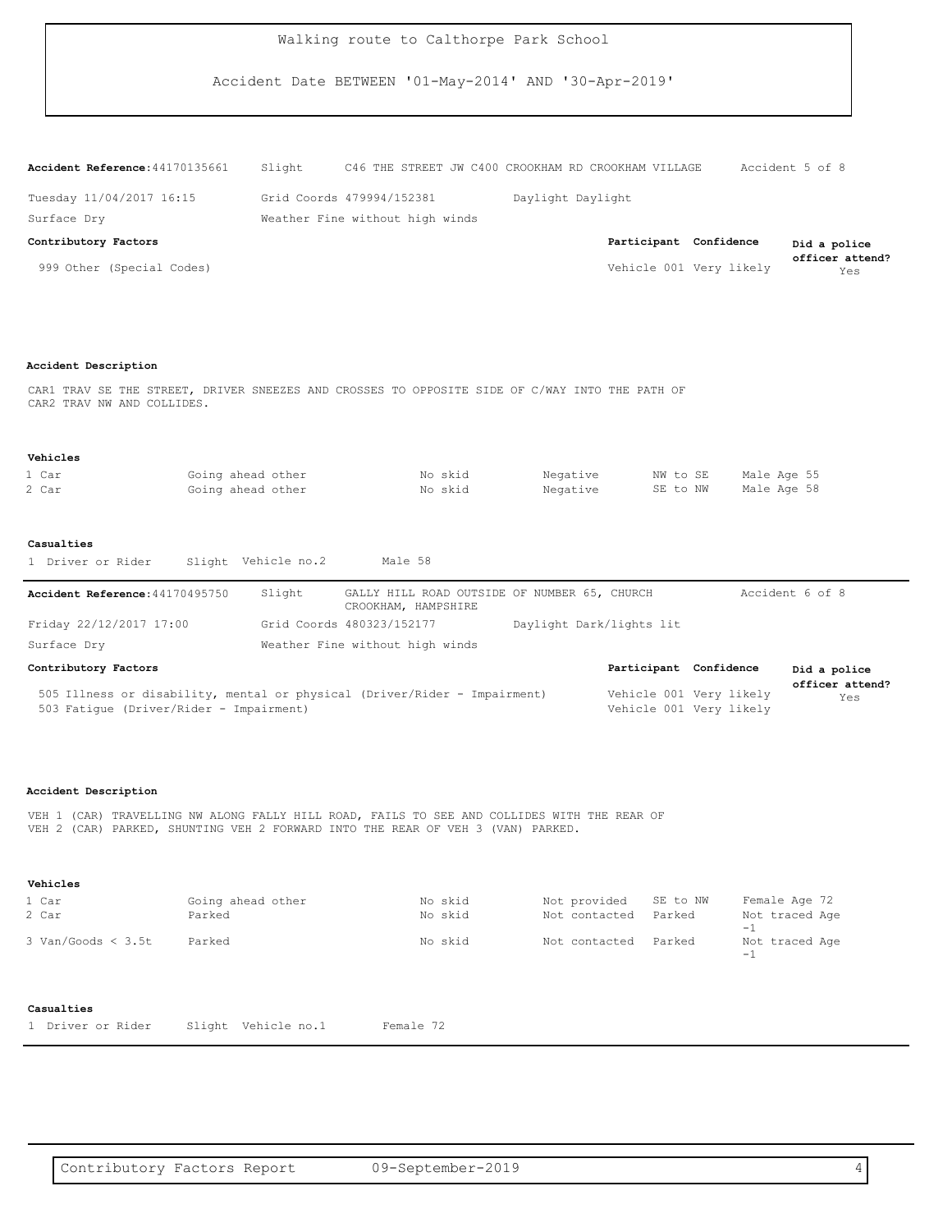Walking route to Calthorpe Park School

Accident Date BETWEEN '01-May-2014' AND '30-Apr-2019'

**Accident Reference:** 44170135661 | Slight | C46 THE STREET JW C400 CROOKHAM RD CROOKHAM VILLAGE | Accident 5 of 8

Tuesday 11/04/2017 16:15 | Grid Coords 479994/152381 | Daylight Daylight

Surface Dry | Weather Fine without high winds

| Contributory Factors | Participant | Confidence | Did a police officer attend? |
|---|---|---|---|
| 999 Other (Special Codes) | Vehicle 001 | Very likely | Yes |

**Accident Description**

CAR1 TRAV SE THE STREET, DRIVER SNEEZES AND CROSSES TO OPPOSITE SIDE OF C/WAY INTO THE PATH OF CAR2 TRAV NW AND COLLIDES.

**Vehicles**

| | | | | | |
|---|---|---|---|---|---|
| 1 Car | Going ahead other | No skid | Negative | NW to SE | Male Age 55 |
| 2 Car | Going ahead other | No skid | Negative | SE to NW | Male Age 58 |

**Casualties**

| | | | |
|---|---|---|---|
| 1 Driver or Rider | Slight | Vehicle no.2 | Male 58 |

---

**Accident Reference:** 44170495750 | Slight | GALLY HILL ROAD OUTSIDE OF NUMBER 65, CHURCH CROOKHAM, HAMPSHIRE | Accident 6 of 8

Friday 22/12/2017 17:00 | Grid Coords 480323/152177 | Daylight Dark/lights lit

Surface Dry | Weather Fine without high winds

| Contributory Factors | Participant | Confidence | Did a police officer attend? |
|---|---|---|---|
| 505 Illness or disability, mental or physical (Driver/Rider - Impairment) | Vehicle 001 | Very likely | Yes |
| 503 Fatigue (Driver/Rider - Impairment) | Vehicle 001 | Very likely | |

**Accident Description**

VEH 1 (CAR) TRAVELLING NW ALONG FALLY HILL ROAD, FAILS TO SEE AND COLLIDES WITH THE REAR OF VEH 2 (CAR) PARKED, SHUNTING VEH 2 FORWARD INTO THE REAR OF VEH 3 (VAN) PARKED.

**Vehicles**

| | | | | | |
|---|---|---|---|---|---|
| 1 Car | Going ahead other | No skid | Not provided | SE to NW | Female Age 72 |
| 2 Car | Parked | No skid | Not contacted | Parked | Not traced Age -1 |
| 3 Van/Goods < 3.5t | Parked | No skid | Not contacted | Parked | Not traced Age -1 |

**Casualties**

| | | | |
|---|---|---|---|
| 1 Driver or Rider | Slight | Vehicle no.1 | Female 72 |

Contributory Factors Report 09-September-2019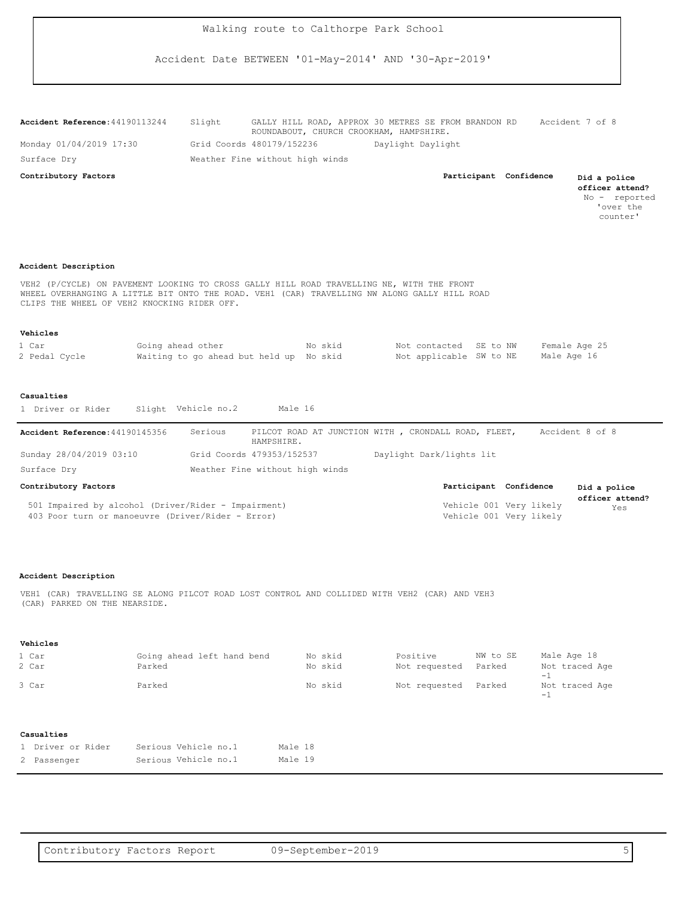# Walking route to Calthorpe Park School

Accident Date BETWEEN '01-May-2014' AND '30-Apr-2019'

---

**Accident Reference:** 44190113244 | Slight | GALLY HILL ROAD, APPROX 30 METRES SE FROM BRANDON RD ROUNDABOUT, CHURCH CROOKHAM, HAMPSHIRE. | Accident 7 of 8

Monday 01/04/2019 17:30 | Grid Coords 480179/152236 | Daylight Daylight

Surface Dry | Weather Fine without high winds

**Contributory Factors** | **Participant Confidence** | **Did a police officer attend?** No - reported 'over the counter'

**Accident Description**

VEH2 (P/CYCLE) ON PAVEMENT LOOKING TO CROSS GALLY HILL ROAD TRAVELLING NE, WITH THE FRONT WHEEL OVERHANGING A LITTLE BIT ONTO THE ROAD. VEH1 (CAR) TRAVELLING NW ALONG GALLY HILL ROAD CLIPS THE WHEEL OF VEH2 KNOCKING RIDER OFF.

**Vehicles**

| | | | | | |
|---|---|---|---|---|---|
| 1 Car | Going ahead other | No skid | Not contacted | SE to NW | Female Age 25 |
| 2 Pedal Cycle | Waiting to go ahead but held up | No skid | Not applicable | SW to NE | Male Age 16 |

**Casualties**

| | | | |
|---|---|---|---|
| 1 Driver or Rider | Slight | Vehicle no.2 | Male 16 |

---

**Accident Reference:** 44190145356 | Serious | PILCOT ROAD AT JUNCTION WITH , CRONDALL ROAD, FLEET, HAMPSHIRE. | Accident 8 of 8

Sunday 28/04/2019 03:10 | Grid Coords 479353/152537 | Daylight Dark/lights lit

Surface Dry | Weather Fine without high winds

**Contributory Factors**

| Contributory Factors | Participant | Confidence |
|---|---|---|
| 501 Impaired by alcohol (Driver/Rider - Impairment) | Vehicle 001 | Very likely |
| 403 Poor turn or manoeuvre (Driver/Rider - Error) | Vehicle 001 | Very likely |

**Did a police officer attend?** Yes

**Accident Description**

VEH1 (CAR) TRAVELLING SE ALONG PILCOT ROAD LOST CONTROL AND COLLIDED WITH VEH2 (CAR) AND VEH3 (CAR) PARKED ON THE NEARSIDE.

**Vehicles**

| | | | | | |
|---|---|---|---|---|---|
| 1 Car | Going ahead left hand bend | No skid | Positive | NW to SE | Male Age 18 |
| 2 Car | Parked | No skid | Not requested | Parked | Not traced Age -1 |
| 3 Car | Parked | No skid | Not requested | Parked | Not traced Age -1 |

**Casualties**

| | | | |
|---|---|---|---|
| 1 Driver or Rider | Serious | Vehicle no.1 | Male 18 |
| 2 Passenger | Serious | Vehicle no.1 | Male 19 |

Contributory Factors Report 09-September-2019